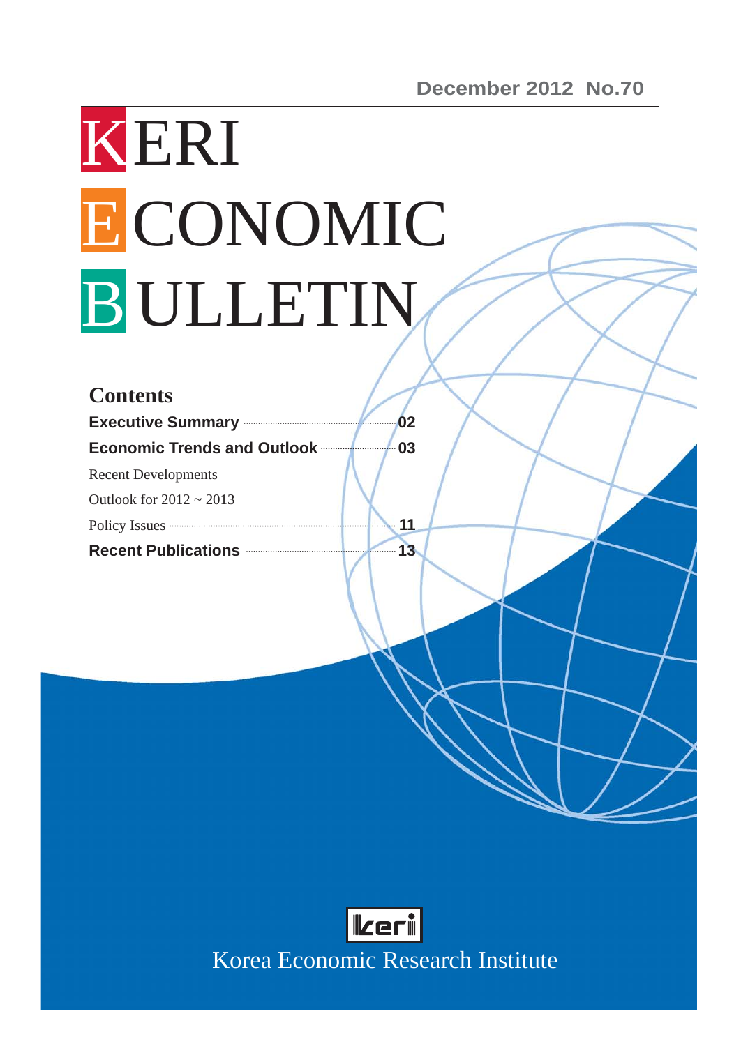December 2012 No.70

# KERI ECONOMIC BULLETIN

## Contents

**Executive Summary** ............ **02**

**Economic Trends and Outlook** ............ **03**

Recent Developments

Outlook for 2012 ~ 2013

Policy Issues ............ **11**

**Recent Publications** ............ **13**

keri

Korea Economic Research Institute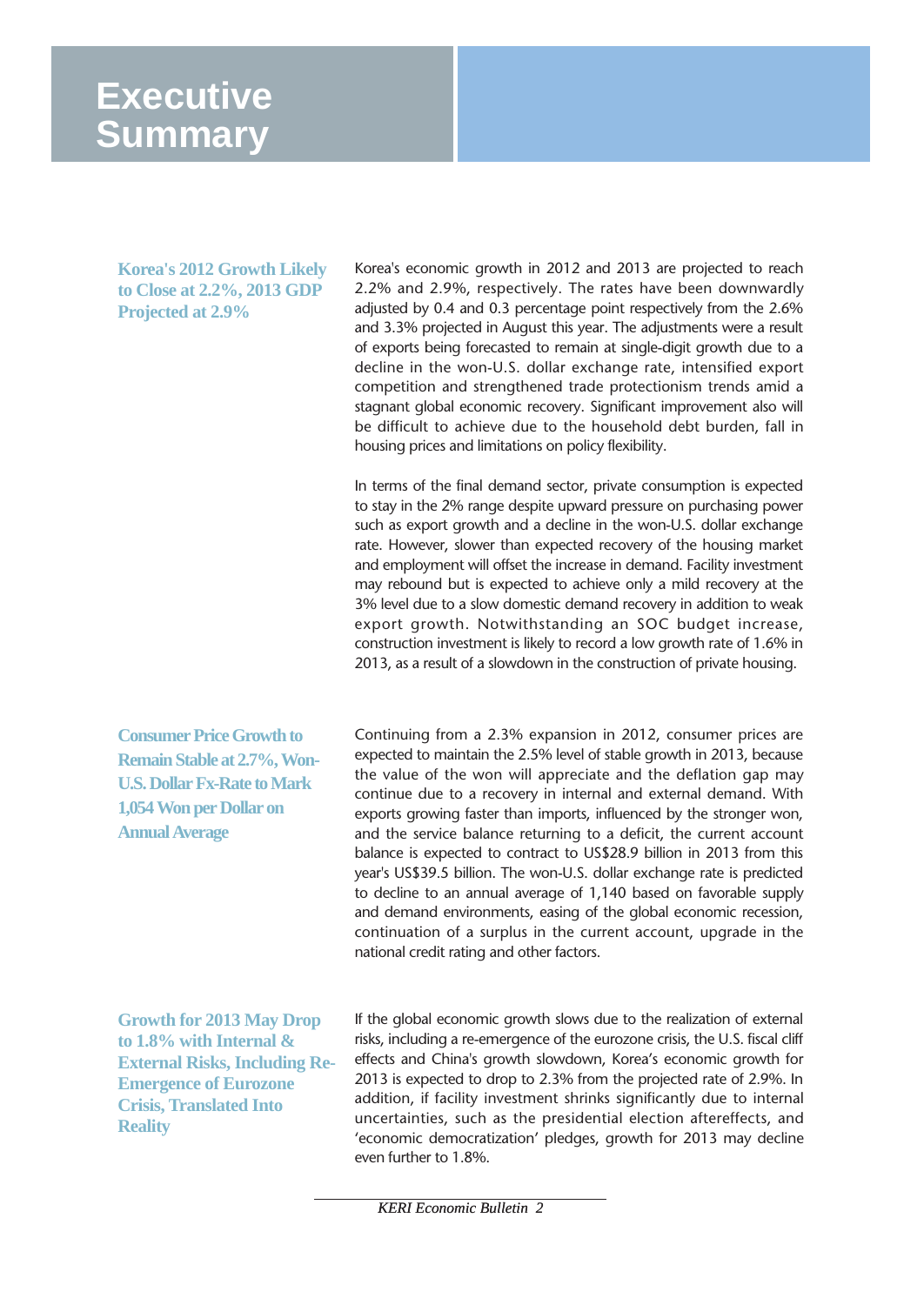# Executive Summary

### Korea's 2012 Growth Likely to Close at 2.2%, 2013 GDP Projected at 2.9%

Korea's economic growth in 2012 and 2013 are projected to reach 2.2% and 2.9%, respectively. The rates have been downwardly adjusted by 0.4 and 0.3 percentage point respectively from the 2.6% and 3.3% projected in August this year. The adjustments were a result of exports being forecasted to remain at single-digit growth due to a decline in the won-U.S. dollar exchange rate, intensified export competition and strengthened trade protectionism trends amid a stagnant global economic recovery. Significant improvement also will be difficult to achieve due to the household debt burden, fall in housing prices and limitations on policy flexibility.

In terms of the final demand sector, private consumption is expected to stay in the 2% range despite upward pressure on purchasing power such as export growth and a decline in the won-U.S. dollar exchange rate. However, slower than expected recovery of the housing market and employment will offset the increase in demand. Facility investment may rebound but is expected to achieve only a mild recovery at the 3% level due to a slow domestic demand recovery in addition to weak export growth. Notwithstanding an SOC budget increase, construction investment is likely to record a low growth rate of 1.6% in 2013, as a result of a slowdown in the construction of private housing.

### Consumer Price Growth to Remain Stable at 2.7%, Won-U.S. Dollar Fx-Rate to Mark 1,054 Won per Dollar on Annual Average

Continuing from a 2.3% expansion in 2012, consumer prices are expected to maintain the 2.5% level of stable growth in 2013, because the value of the won will appreciate and the deflation gap may continue due to a recovery in internal and external demand. With exports growing faster than imports, influenced by the stronger won, and the service balance returning to a deficit, the current account balance is expected to contract to US$28.9 billion in 2013 from this year's US$39.5 billion. The won-U.S. dollar exchange rate is predicted to decline to an annual average of 1,140 based on favorable supply and demand environments, easing of the global economic recession, continuation of a surplus in the current account, upgrade in the national credit rating and other factors.

### Growth for 2013 May Drop to 1.8% with Internal & External Risks, Including Re-Emergence of Eurozone Crisis, Translated Into Reality

If the global economic growth slows due to the realization of external risks, including a re-emergence of the eurozone crisis, the U.S. fiscal cliff effects and China's growth slowdown, Korea's economic growth for 2013 is expected to drop to 2.3% from the projected rate of 2.9%. In addition, if facility investment shrinks significantly due to internal uncertainties, such as the presidential election aftereffects, and 'economic democratization' pledges, growth for 2013 may decline even further to 1.8%.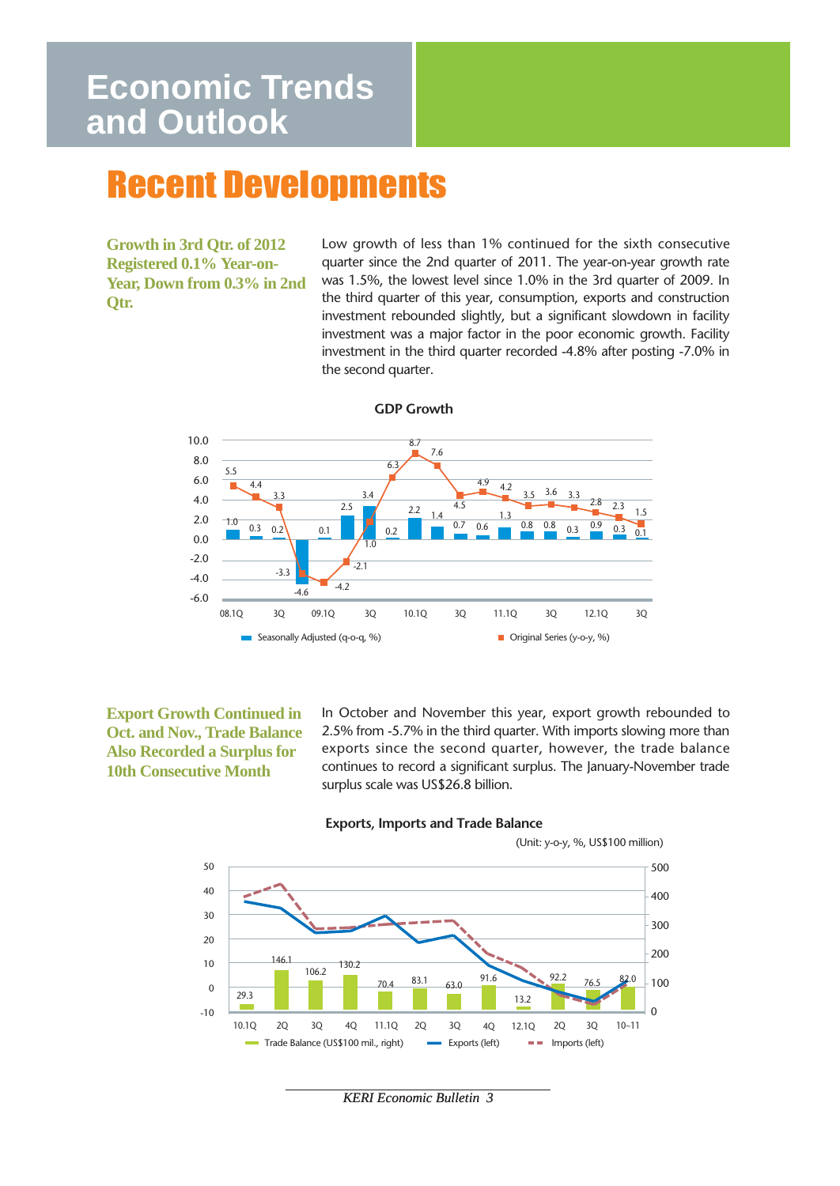# Economic Trends and Outlook

## Recent Developments

**Growth in 3rd Qtr. of 2012 Registered 0.1% Year-on-Year, Down from 0.3% in 2nd Qtr.**

Low growth of less than 1% continued for the sixth consecutive quarter since the 2nd quarter of 2011. The year-on-year growth rate was 1.5%, the lowest level since 1.0% in the 3rd quarter of 2009. In the third quarter of this year, consumption, exports and construction investment rebounded slightly, but a significant slowdown in facility investment was a major factor in the poor economic growth. Facility investment in the third quarter recorded -4.8% after posting -7.0% in the second quarter.

**GDP Growth**

| Quarter | Seasonally Adjusted (q-o-q, %) | Original Series (y-o-y, %) |
|---|---|---|
| 08.1Q | 1.0 | 5.5 |
| 2Q | 0.3 | 4.4 |
| 3Q | 0.2 | 3.3 |
| 4Q | -4.6 | -3.3 |
| 09.1Q | 0.1 | -4.2 |
| 2Q | 2.5 | -2.1 |
| 3Q | 3.4 | 1.0 |
| 4Q | 0.2 | 6.3 |
| 10.1Q | 2.2 | 8.7 |
| 2Q | 1.4 | 7.6 |
| 3Q | 0.7 | 4.5 |
| 4Q | 0.6 | 4.9 |
| 11.1Q | 1.3 | 4.2 |
| 2Q | 0.8 | 3.5 |
| 3Q | 0.8 | 3.6 |
| 4Q | 0.3 | 3.3 |
| 12.1Q | 0.9 | 2.8 |
| 2Q | 0.3 | 2.3 |
| 3Q | 0.1 | 1.5 |

**Export Growth Continued in Oct. and Nov., Trade Balance Also Recorded a Surplus for 10th Consecutive Month**

In October and November this year, export growth rebounded to 2.5% from -5.7% in the third quarter. With imports slowing more than exports since the second quarter, however, the trade balance continues to record a significant surplus. The January-November trade surplus scale was US$26.8 billion.

**Exports, Imports and Trade Balance**

(Unit: y-o-y, %, US$100 million)

| Period | Trade Balance (US$100 mil., right) |
|---|---|
| 10.1Q | 29.3 |
| 2Q | 146.1 |
| 3Q | 106.2 |
| 4Q | 130.2 |
| 11.1Q | 70.4 |
| 2Q | 83.1 |
| 3Q | 63.0 |
| 4Q | 91.6 |
| 12.1Q | 13.2 |
| 2Q | 92.2 |
| 3Q | 76.5 |
| 10~11 | 82.0 |

Trade Balance (US$100 mil., right) / Exports (left) / Imports (left)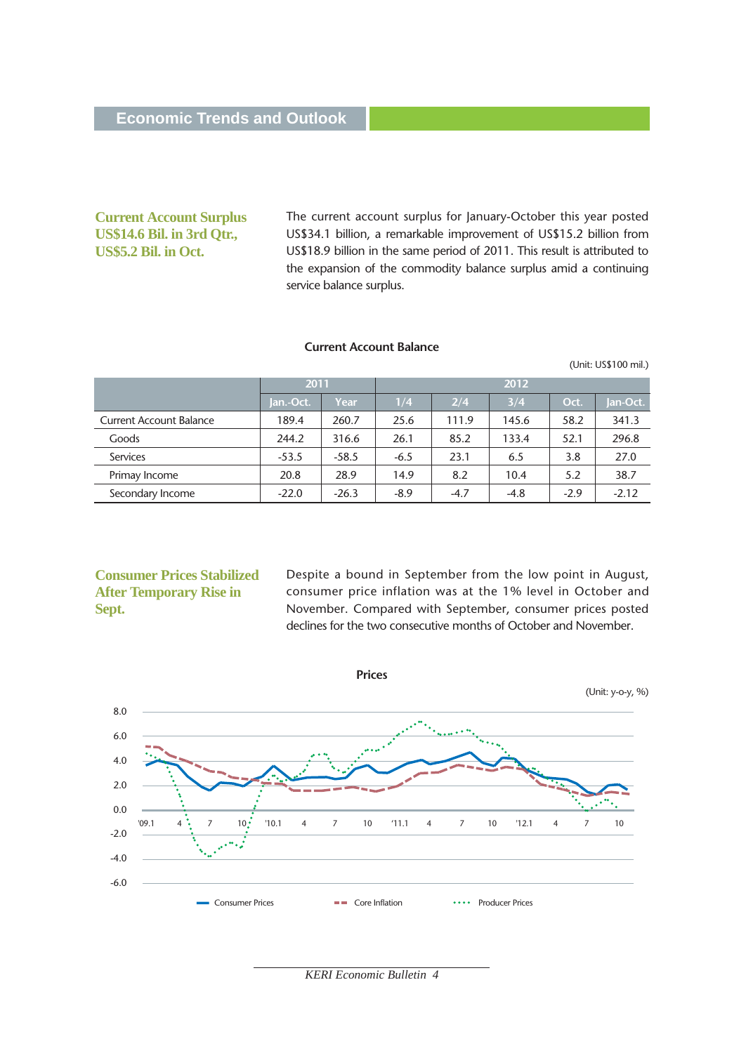## Economic Trends and Outlook

### Current Account Surplus US$14.6 Bil. in 3rd Qtr., US$5.2 Bil. in Oct.

The current account surplus for January-October this year posted US$34.1 billion, a remarkable improvement of US$15.2 billion from US$18.9 billion in the same period of 2011. This result is attributed to the expansion of the commodity balance surplus amid a continuing service balance surplus.

**Current Account Balance**

(Unit: US$100 mil.)

| | 2011 | | 2012 | | | | |
|---|---|---|---|---|---|---|---|
| | Jan.-Oct. | Year | 1/4 | 2/4 | 3/4 | Oct. | Jan-Oct. |
| Current Account Balance | 189.4 | 260.7 | 25.6 | 111.9 | 145.6 | 58.2 | 341.3 |
| Goods | 244.2 | 316.6 | 26.1 | 85.2 | 133.4 | 52.1 | 296.8 |
| Services | -53.5 | -58.5 | -6.5 | 23.1 | 6.5 | 3.8 | 27.0 |
| Primay Income | 20.8 | 28.9 | 14.9 | 8.2 | 10.4 | 5.2 | 38.7 |
| Secondary Income | -22.0 | -26.3 | -8.9 | -4.7 | -4.8 | -2.9 | -2.12 |

### Consumer Prices Stabilized After Temporary Rise in Sept.

Despite a bound in September from the low point in August, consumer price inflation was at the 1% level in October and November. Compared with September, consumer prices posted declines for the two consecutive months of October and November.

**Prices**

(Unit: y-o-y, %)

Legend: Consumer Prices, Core Inflation, Producer Prices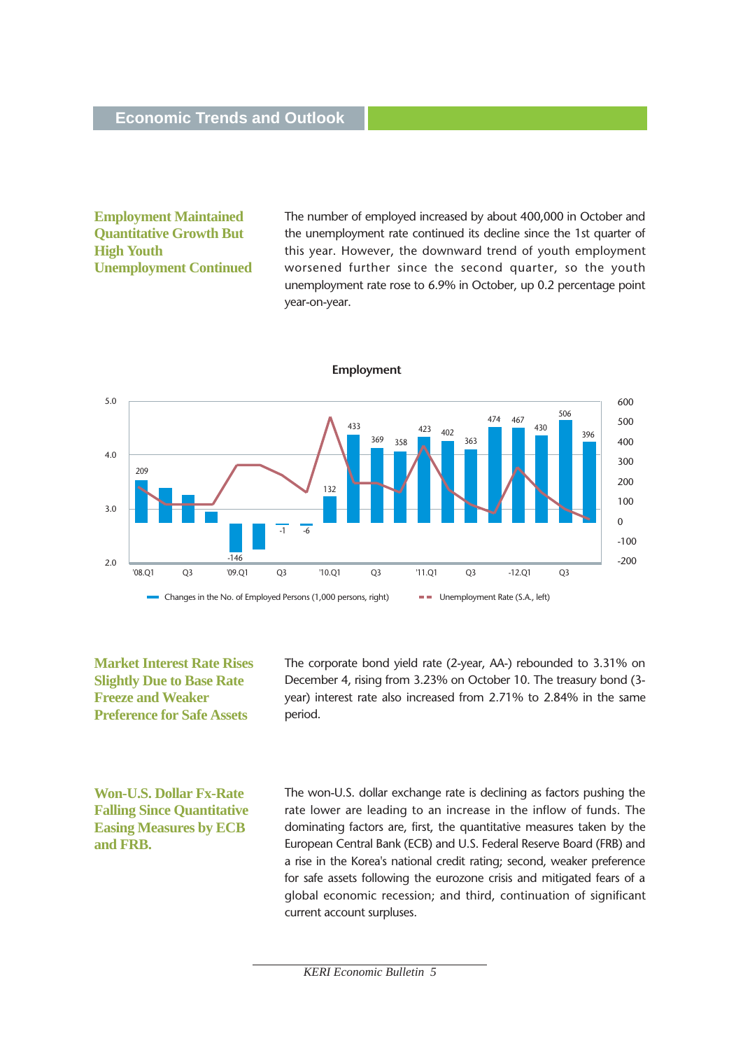## Economic Trends and Outlook

### Employment Maintained Quantitative Growth But High Youth Unemployment Continued

The number of employed increased by about 400,000 in October and the unemployment rate continued its decline since the 1st quarter of this year. However, the downward trend of youth employment worsened further since the second quarter, so the youth unemployment rate rose to 6.9% in October, up 0.2 percentage point year-on-year.

**Employment**

Changes in the No. of Employed Persons (1,000 persons, right) / Unemployment Rate (S.A., left)

### Market Interest Rate Rises Slightly Due to Base Rate Freeze and Weaker Preference for Safe Assets

The corporate bond yield rate (2-year, AA-) rebounded to 3.31% on December 4, rising from 3.23% on October 10. The treasury bond (3-year) interest rate also increased from 2.71% to 2.84% in the same period.

### Won-U.S. Dollar Fx-Rate Falling Since Quantitative Easing Measures by ECB and FRB.

The won-U.S. dollar exchange rate is declining as factors pushing the rate lower are leading to an increase in the inflow of funds. The dominating factors are, first, the quantitative measures taken by the European Central Bank (ECB) and U.S. Federal Reserve Board (FRB) and a rise in the Korea's national credit rating; second, weaker preference for safe assets following the eurozone crisis and mitigated fears of a global economic recession; and third, continuation of significant current account surpluses.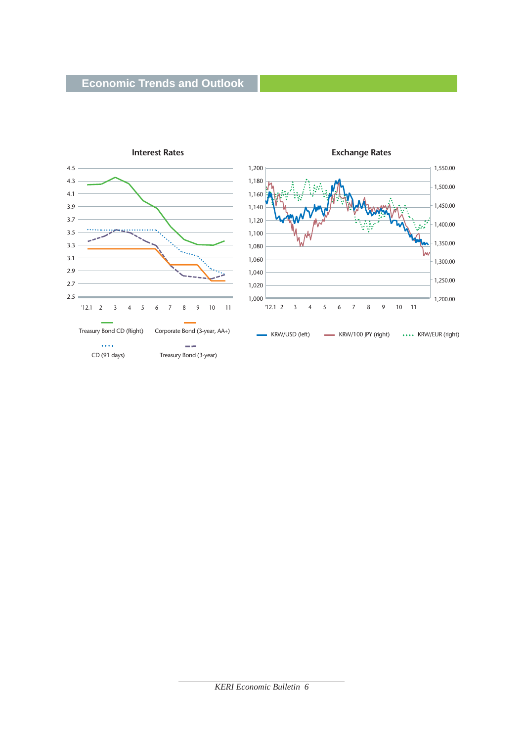## Economic Trends and Outlook

### Interest Rates

Y-axis: 4.5, 4.3, 4.1, 3.9, 3.7, 3.5, 3.3, 3.1, 2.9, 2.7, 2.5

X-axis: '12.1, 2, 3, 4, 5, 6, 7, 8, 9, 10, 11

Legend: Treasury Bond CD (Right), Corporate Bond (3-year, AA+), CD (91 days), Treasury Bond (3-year)

### Exchange Rates

Left axis: 1,200, 1,180, 1,160, 1,140, 1,120, 1,100, 1,080, 1,060, 1,040, 1,020, 1,000

Right axis: 1,550.00, 1,500.00, 1,450.00, 1,400.00, 1,350.00, 1,300.00, 1,250.00, 1,200.00

X-axis: '12.1, 2, 3, 4, 5, 6, 7, 8, 9, 10, 11

Legend: KRW/USD (left), KRW/100 JPY (right), KRW/EUR (right)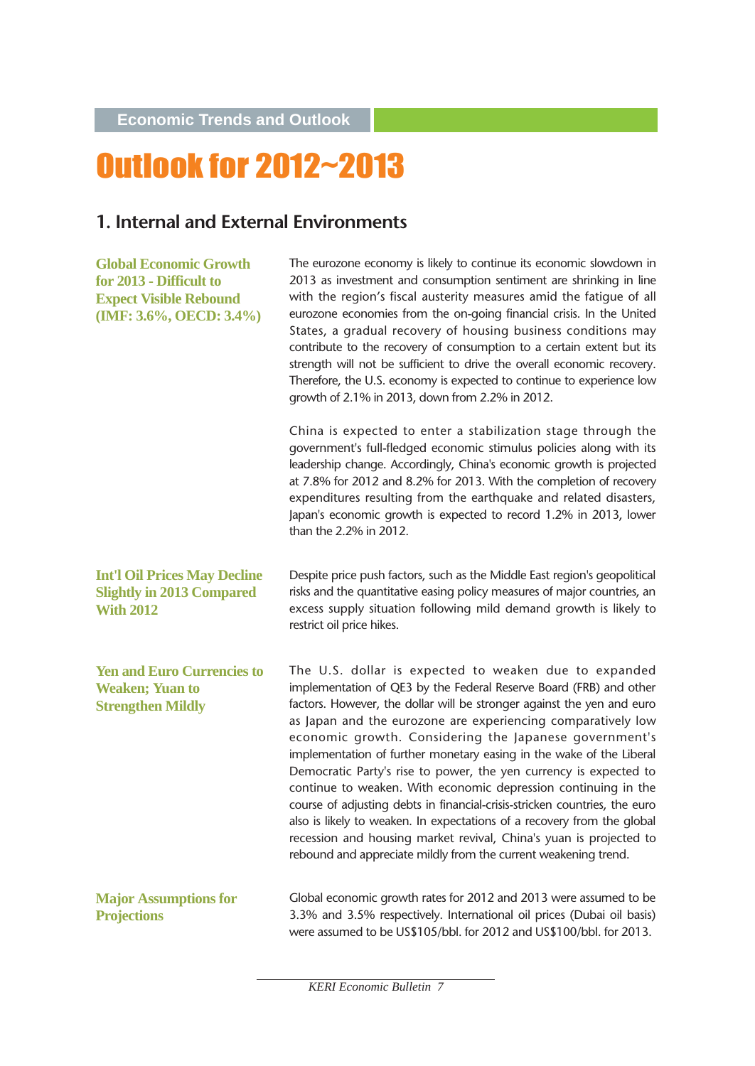Economic Trends and Outlook

# Outlook for 2012~2013

## 1. Internal and External Environments

**Global Economic Growth for 2013 - Difficult to Expect Visible Rebound (IMF: 3.6%, OECD: 3.4%)**

The eurozone economy is likely to continue its economic slowdown in 2013 as investment and consumption sentiment are shrinking in line with the region's fiscal austerity measures amid the fatigue of all eurozone economies from the on-going financial crisis. In the United States, a gradual recovery of housing business conditions may contribute to the recovery of consumption to a certain extent but its strength will not be sufficient to drive the overall economic recovery. Therefore, the U.S. economy is expected to continue to experience low growth of 2.1% in 2013, down from 2.2% in 2012.

China is expected to enter a stabilization stage through the government's full-fledged economic stimulus policies along with its leadership change. Accordingly, China's economic growth is projected at 7.8% for 2012 and 8.2% for 2013. With the completion of recovery expenditures resulting from the earthquake and related disasters, Japan's economic growth is expected to record 1.2% in 2013, lower than the 2.2% in 2012.

**Int'l Oil Prices May Decline Slightly in 2013 Compared With 2012**

Despite price push factors, such as the Middle East region's geopolitical risks and the quantitative easing policy measures of major countries, an excess supply situation following mild demand growth is likely to restrict oil price hikes.

**Yen and Euro Currencies to Weaken; Yuan to Strengthen Mildly**

The U.S. dollar is expected to weaken due to expanded implementation of QE3 by the Federal Reserve Board (FRB) and other factors. However, the dollar will be stronger against the yen and euro as Japan and the eurozone are experiencing comparatively low economic growth. Considering the Japanese government's implementation of further monetary easing in the wake of the Liberal Democratic Party's rise to power, the yen currency is expected to continue to weaken. With economic depression continuing in the course of adjusting debts in financial-crisis-stricken countries, the euro also is likely to weaken. In expectations of a recovery from the global recession and housing market revival, China's yuan is projected to rebound and appreciate mildly from the current weakening trend.

**Major Assumptions for Projections**

Global economic growth rates for 2012 and 2013 were assumed to be 3.3% and 3.5% respectively. International oil prices (Dubai oil basis) were assumed to be US$105/bbl. for 2012 and US$100/bbl. for 2013.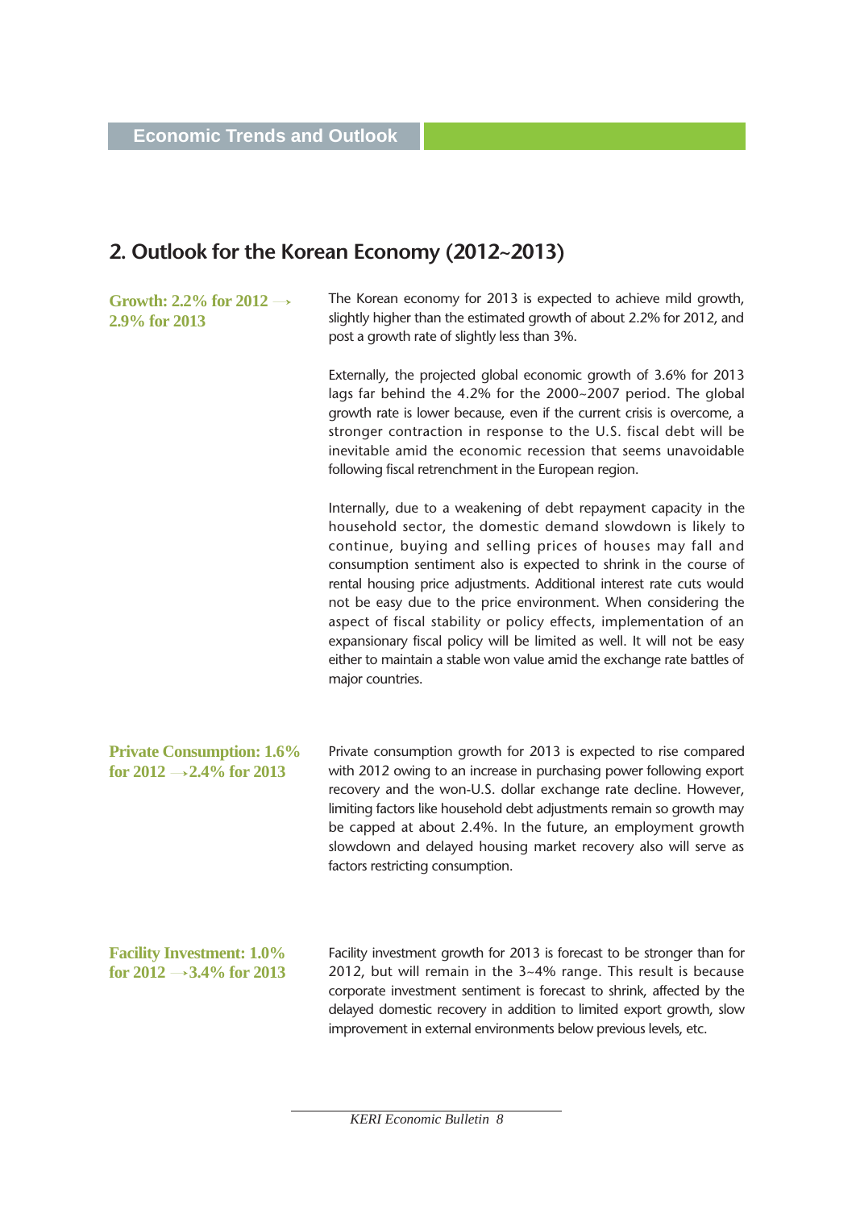## 2. Outlook for the Korean Economy (2012~2013)

**Growth: 2.2% for 2012 → 2.9% for 2013**

The Korean economy for 2013 is expected to achieve mild growth, slightly higher than the estimated growth of about 2.2% for 2012, and post a growth rate of slightly less than 3%.

Externally, the projected global economic growth of 3.6% for 2013 lags far behind the 4.2% for the 2000~2007 period. The global growth rate is lower because, even if the current crisis is overcome, a stronger contraction in response to the U.S. fiscal debt will be inevitable amid the economic recession that seems unavoidable following fiscal retrenchment in the European region.

Internally, due to a weakening of debt repayment capacity in the household sector, the domestic demand slowdown is likely to continue, buying and selling prices of houses may fall and consumption sentiment also is expected to shrink in the course of rental housing price adjustments. Additional interest rate cuts would not be easy due to the price environment. When considering the aspect of fiscal stability or policy effects, implementation of an expansionary fiscal policy will be limited as well. It will not be easy either to maintain a stable won value amid the exchange rate battles of major countries.

**Private Consumption: 1.6% for 2012 → 2.4% for 2013**

Private consumption growth for 2013 is expected to rise compared with 2012 owing to an increase in purchasing power following export recovery and the won-U.S. dollar exchange rate decline. However, limiting factors like household debt adjustments remain so growth may be capped at about 2.4%. In the future, an employment growth slowdown and delayed housing market recovery also will serve as factors restricting consumption.

**Facility Investment: 1.0% for 2012 → 3.4% for 2013**

Facility investment growth for 2013 is forecast to be stronger than for 2012, but will remain in the 3~4% range. This result is because corporate investment sentiment is forecast to shrink, affected by the delayed domestic recovery in addition to limited export growth, slow improvement in external environments below previous levels, etc.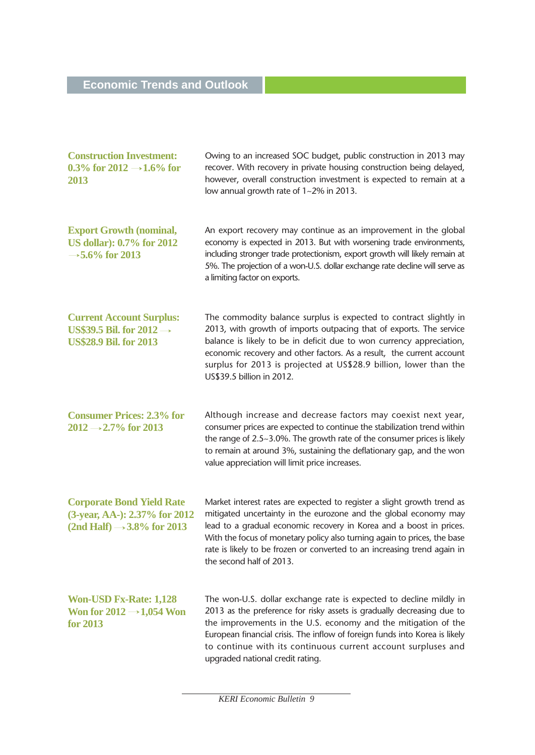## Economic Trends and Outlook

**Construction Investment: 0.3% for 2012 →1.6% for 2013**

Owing to an increased SOC budget, public construction in 2013 may recover. With recovery in private housing construction being delayed, however, overall construction investment is expected to remain at a low annual growth rate of 1~2% in 2013.

**Export Growth (nominal, US dollar): 0.7% for 2012 →5.6% for 2013**

An export recovery may continue as an improvement in the global economy is expected in 2013. But with worsening trade environments, including stronger trade protectionism, export growth will likely remain at 5%. The projection of a won-U.S. dollar exchange rate decline will serve as a limiting factor on exports.

**Current Account Surplus: US$39.5 Bil. for 2012 → US$28.9 Bil. for 2013**

The commodity balance surplus is expected to contract slightly in 2013, with growth of imports outpacing that of exports. The service balance is likely to be in deficit due to won currency appreciation, economic recovery and other factors. As a result, the current account surplus for 2013 is projected at US$28.9 billion, lower than the US$39.5 billion in 2012.

**Consumer Prices: 2.3% for 2012 →2.7% for 2013**

Although increase and decrease factors may coexist next year, consumer prices are expected to continue the stabilization trend within the range of 2.5~3.0%. The growth rate of the consumer prices is likely to remain at around 3%, sustaining the deflationary gap, and the won value appreciation will limit price increases.

**Corporate Bond Yield Rate (3-year, AA-): 2.37% for 2012 (2nd Half) →3.8% for 2013**

Market interest rates are expected to register a slight growth trend as mitigated uncertainty in the eurozone and the global economy may lead to a gradual economic recovery in Korea and a boost in prices. With the focus of monetary policy also turning again to prices, the base rate is likely to be frozen or converted to an increasing trend again in the second half of 2013.

**Won-USD Fx-Rate: 1,128 Won for 2012 →1,054 Won for 2013**

The won-U.S. dollar exchange rate is expected to decline mildly in 2013 as the preference for risky assets is gradually decreasing due to the improvements in the U.S. economy and the mitigation of the European financial crisis. The inflow of foreign funds into Korea is likely to continue with its continuous current account surpluses and upgraded national credit rating.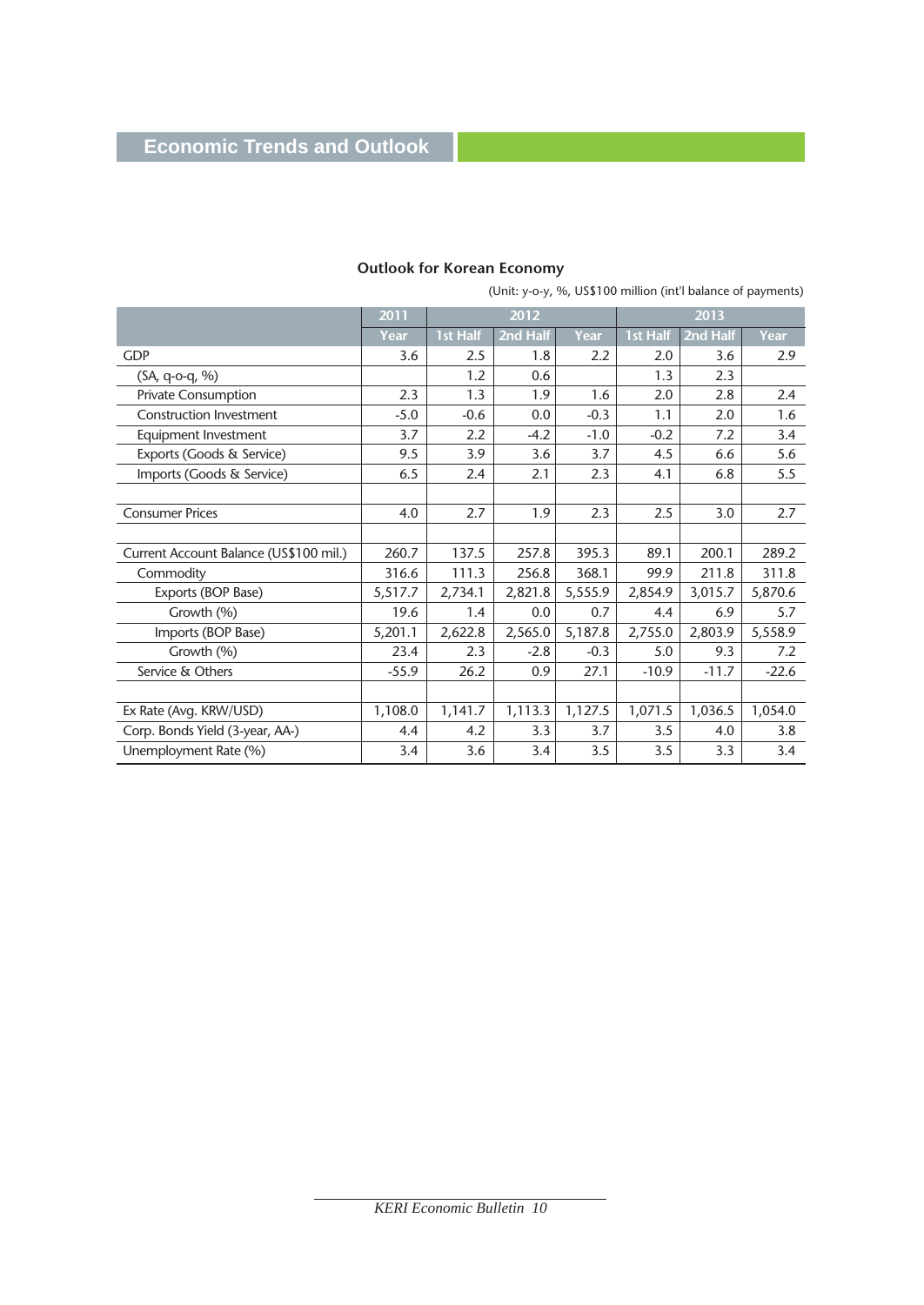# Economic Trends and Outlook

**Outlook for Korean Economy**

(Unit: y-o-y, %, US$100 million (int'l balance of payments)

| | 2011 | 2012 | | | 2013 | | |
|---|---|---|---|---|---|---|---|
| | Year | 1st Half | 2nd Half | Year | 1st Half | 2nd Half | Year |
| GDP | 3.6 | 2.5 | 1.8 | 2.2 | 2.0 | 3.6 | 2.9 |
| (SA, q-o-q, %) | | 1.2 | 0.6 | | 1.3 | 2.3 | |
| Private Consumption | 2.3 | 1.3 | 1.9 | 1.6 | 2.0 | 2.8 | 2.4 |
| Construction Investment | -5.0 | -0.6 | 0.0 | -0.3 | 1.1 | 2.0 | 1.6 |
| Equipment Investment | 3.7 | 2.2 | -4.2 | -1.0 | -0.2 | 7.2 | 3.4 |
| Exports (Goods & Service) | 9.5 | 3.9 | 3.6 | 3.7 | 4.5 | 6.6 | 5.6 |
| Imports (Goods & Service) | 6.5 | 2.4 | 2.1 | 2.3 | 4.1 | 6.8 | 5.5 |
| | | | | | | | |
| Consumer Prices | 4.0 | 2.7 | 1.9 | 2.3 | 2.5 | 3.0 | 2.7 |
| | | | | | | | |
| Current Account Balance (US$100 mil.) | 260.7 | 137.5 | 257.8 | 395.3 | 89.1 | 200.1 | 289.2 |
| Commodity | 316.6 | 111.3 | 256.8 | 368.1 | 99.9 | 211.8 | 311.8 |
| Exports (BOP Base) | 5,517.7 | 2,734.1 | 2,821.8 | 5,555.9 | 2,854.9 | 3,015.7 | 5,870.6 |
| Growth (%) | 19.6 | 1.4 | 0.0 | 0.7 | 4.4 | 6.9 | 5.7 |
| Imports (BOP Base) | 5,201.1 | 2,622.8 | 2,565.0 | 5,187.8 | 2,755.0 | 2,803.9 | 5,558.9 |
| Growth (%) | 23.4 | 2.3 | -2.8 | -0.3 | 5.0 | 9.3 | 7.2 |
| Service & Others | -55.9 | 26.2 | 0.9 | 27.1 | -10.9 | -11.7 | -22.6 |
| | | | | | | | |
| Ex Rate (Avg. KRW/USD) | 1,108.0 | 1,141.7 | 1,113.3 | 1,127.5 | 1,071.5 | 1,036.5 | 1,054.0 |
| Corp. Bonds Yield (3-year, AA-) | 4.4 | 4.2 | 3.3 | 3.7 | 3.5 | 4.0 | 3.8 |
| Unemployment Rate (%) | 3.4 | 3.6 | 3.4 | 3.5 | 3.5 | 3.3 | 3.4 |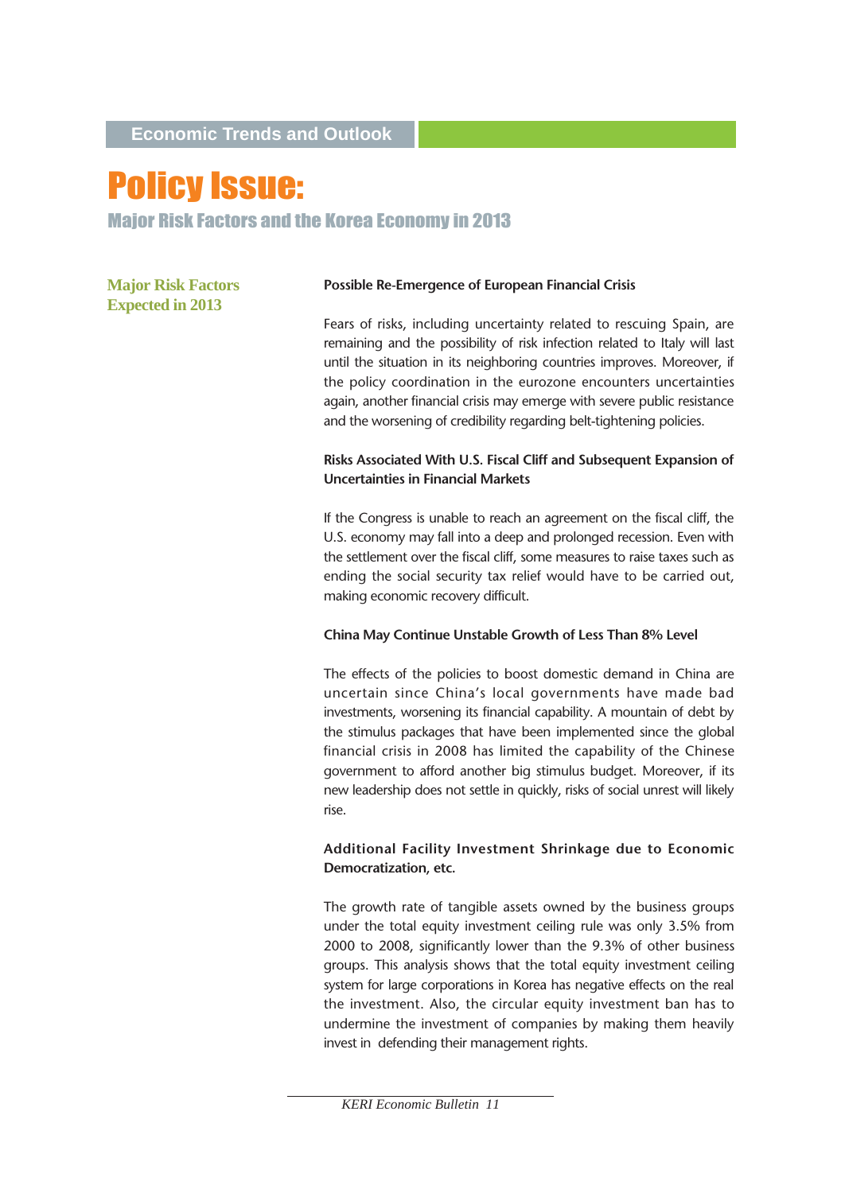# Policy Issue:

## Major Risk Factors and the Korea Economy in 2013

### Major Risk Factors Expected in 2013

**Possible Re-Emergence of European Financial Crisis**

Fears of risks, including uncertainty related to rescuing Spain, are remaining and the possibility of risk infection related to Italy will last until the situation in its neighboring countries improves. Moreover, if the policy coordination in the eurozone encounters uncertainties again, another financial crisis may emerge with severe public resistance and the worsening of credibility regarding belt-tightening policies.

**Risks Associated With U.S. Fiscal Cliff and Subsequent Expansion of Uncertainties in Financial Markets**

If the Congress is unable to reach an agreement on the fiscal cliff, the U.S. economy may fall into a deep and prolonged recession. Even with the settlement over the fiscal cliff, some measures to raise taxes such as ending the social security tax relief would have to be carried out, making economic recovery difficult.

**China May Continue Unstable Growth of Less Than 8% Level**

The effects of the policies to boost domestic demand in China are uncertain since China's local governments have made bad investments, worsening its financial capability. A mountain of debt by the stimulus packages that have been implemented since the global financial crisis in 2008 has limited the capability of the Chinese government to afford another big stimulus budget. Moreover, if its new leadership does not settle in quickly, risks of social unrest will likely rise.

**Additional Facility Investment Shrinkage due to Economic Democratization, etc.**

The growth rate of tangible assets owned by the business groups under the total equity investment ceiling rule was only 3.5% from 2000 to 2008, significantly lower than the 9.3% of other business groups. This analysis shows that the total equity investment ceiling system for large corporations in Korea has negative effects on the real the investment. Also, the circular equity investment ban has to undermine the investment of companies by making them heavily invest in defending their management rights.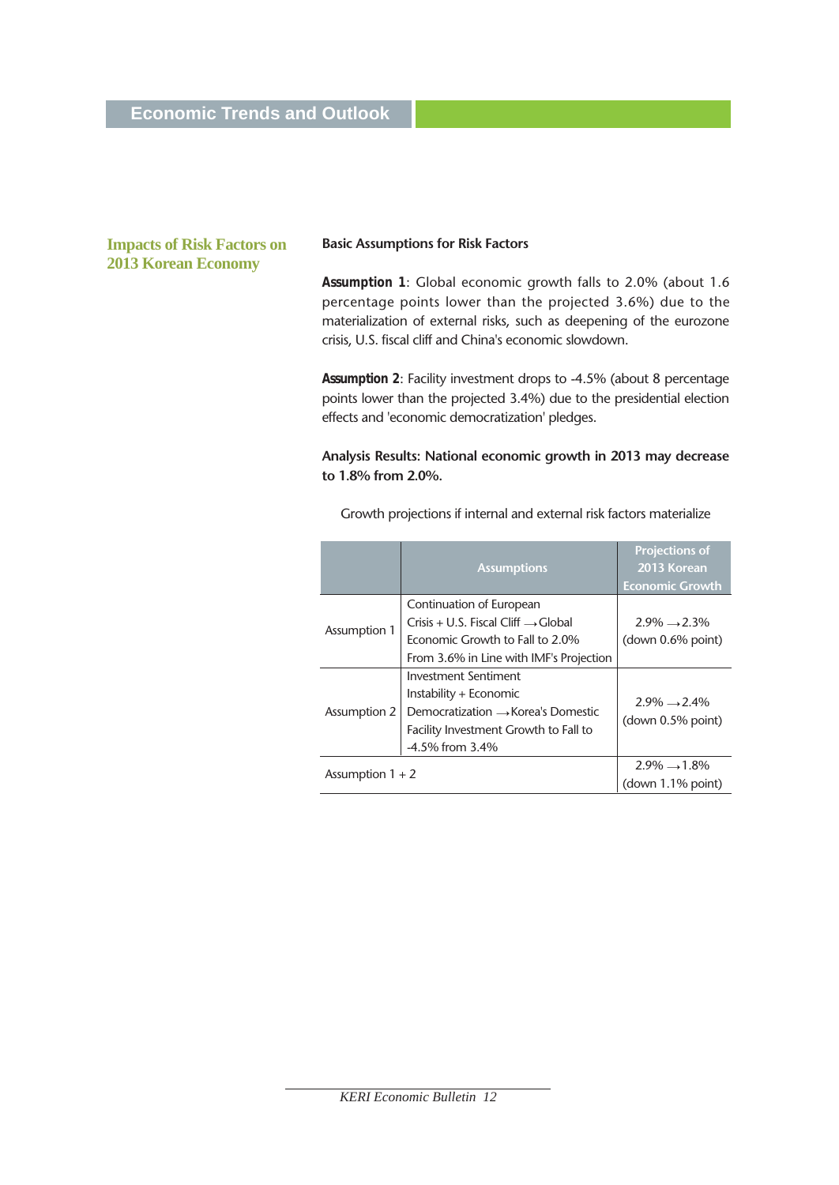## Impacts of Risk Factors on 2013 Korean Economy

**Basic Assumptions for Risk Factors**

**Assumption 1**: Global economic growth falls to 2.0% (about 1.6 percentage points lower than the projected 3.6%) due to the materialization of external risks, such as deepening of the eurozone crisis, U.S. fiscal cliff and China's economic slowdown.

**Assumption 2**: Facility investment drops to -4.5% (about 8 percentage points lower than the projected 3.4%) due to the presidential election effects and 'economic democratization' pledges.

**Analysis Results: National economic growth in 2013 may decrease to 1.8% from 2.0%.**

Growth projections if internal and external risk factors materialize

| | Assumptions | Projections of 2013 Korean Economic Growth |
|---|---|---|
| Assumption 1 | Continuation of European Crisis + U.S. Fiscal Cliff → Global Economic Growth to Fall to 2.0% From 3.6% in Line with IMF's Projection | 2.9% → 2.3% (down 0.6% point) |
| Assumption 2 | Investment Sentiment Instability + Economic Democratization → Korea's Domestic Facility Investment Growth to Fall to -4.5% from 3.4% | 2.9% → 2.4% (down 0.5% point) |
| Assumption 1 + 2 | | 2.9% → 1.8% (down 1.1% point) |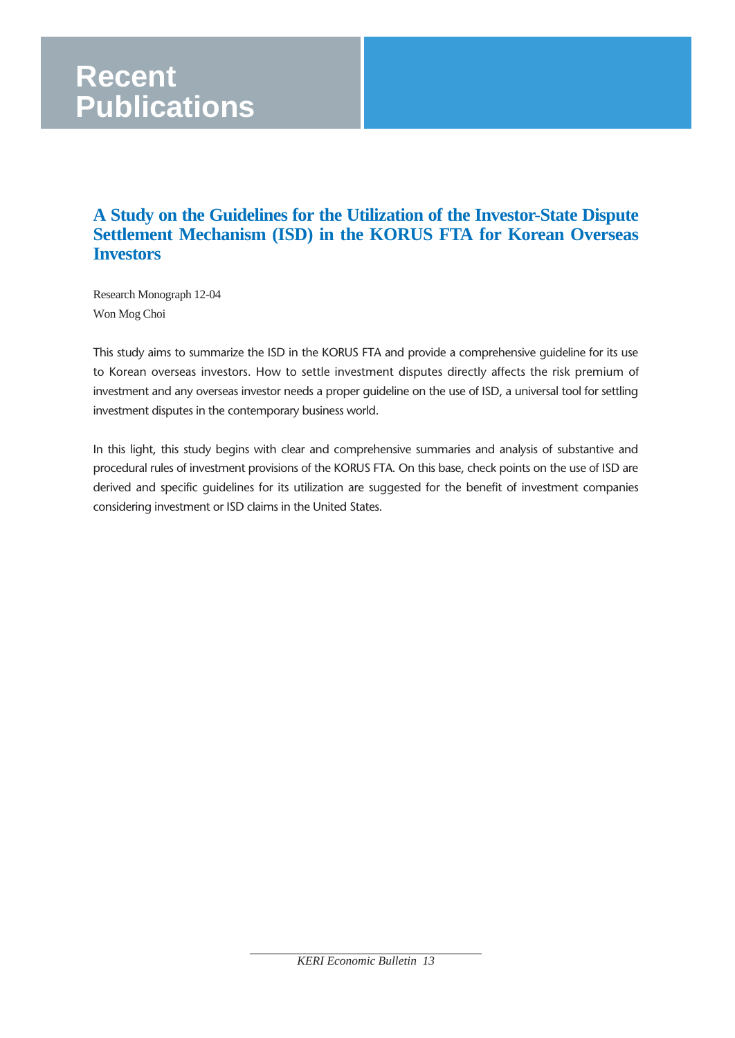# Recent Publications

## A Study on the Guidelines for the Utilization of the Investor-State Dispute Settlement Mechanism (ISD) in the KORUS FTA for Korean Overseas Investors

Research Monograph 12-04
Won Mog Choi

This study aims to summarize the ISD in the KORUS FTA and provide a comprehensive guideline for its use to Korean overseas investors. How to settle investment disputes directly affects the risk premium of investment and any overseas investor needs a proper guideline on the use of ISD, a universal tool for settling investment disputes in the contemporary business world.

In this light, this study begins with clear and comprehensive summaries and analysis of substantive and procedural rules of investment provisions of the KORUS FTA. On this base, check points on the use of ISD are derived and specific guidelines for its utilization are suggested for the benefit of investment companies considering investment or ISD claims in the United States.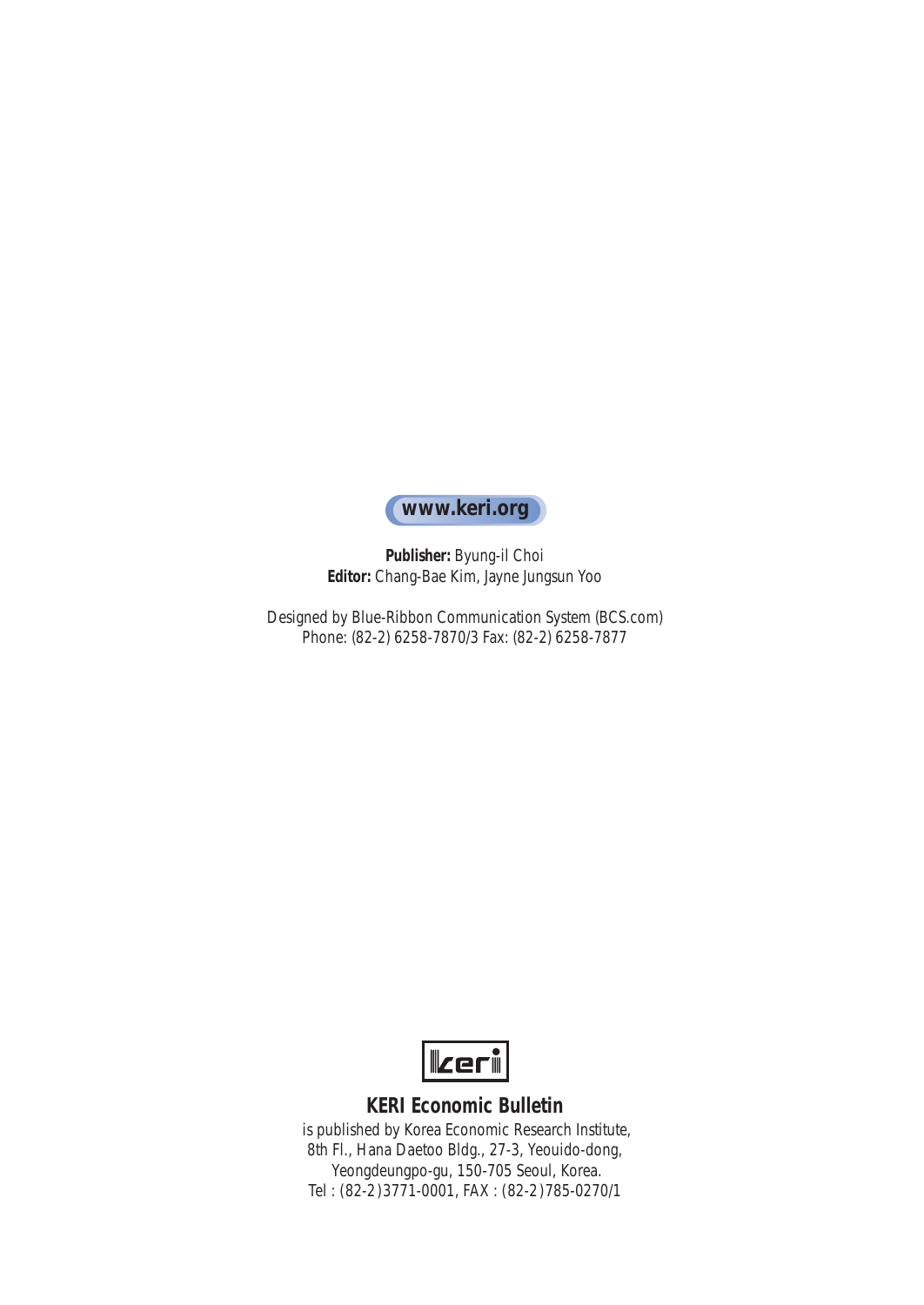**www.keri.org**

**Publisher:** Byung-il Choi
**Editor:** Chang-Bae Kim, Jayne Jungsun Yoo

Designed by Blue-Ribbon Communication System (BCS.com)
Phone: (82-2) 6258-7870/3 Fax: (82-2) 6258-7877

keri

**KERI Economic Bulletin**

is published by Korea Economic Research Institute,
8th Fl., Hana Daetoo Bldg., 27-3, Yeouido-dong,
Yeongdeungpo-gu, 150-705 Seoul, Korea.
Tel : (82-2)3771-0001, FAX : (82-2)785-0270/1